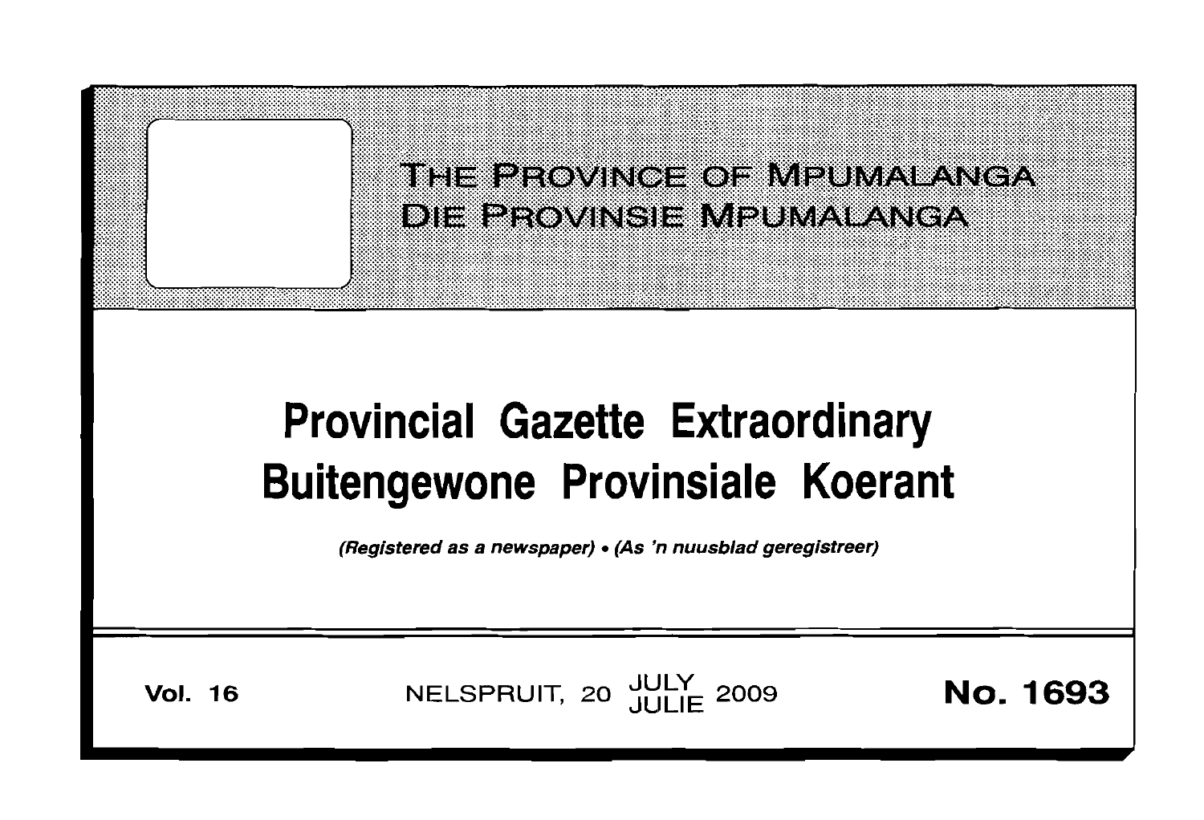# THE PROVINCE OF MPUMALANGA
# DIE PROVINSIE MPUMALANGA

# Provincial Gazette Extraordinary
# Buitengewone Provinsiale Koerant

*(Registered as a newspaper) • (As 'n nuusblad geregistreer)*

**Vol. 16** NELSPRUIT, 20 JULY / JULIE 2009 **No. 1693**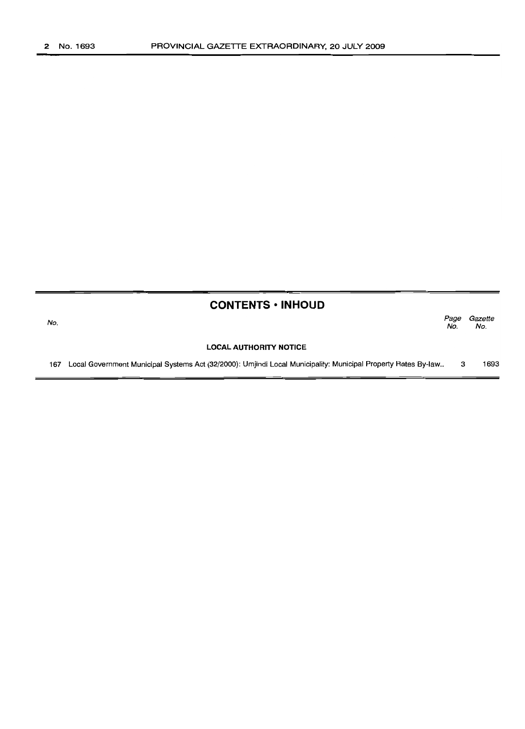## CONTENTS • INHOUD

| No. | | Page No. | Gazette No. |
|---|---|---|---|
| | **LOCAL AUTHORITY NOTICE** | | |
| 167 | Local Government Municipal Systems Act (32/2000): Umjindi Local Municipality: Municipal Property Rates By-law.. | 3 | 1693 |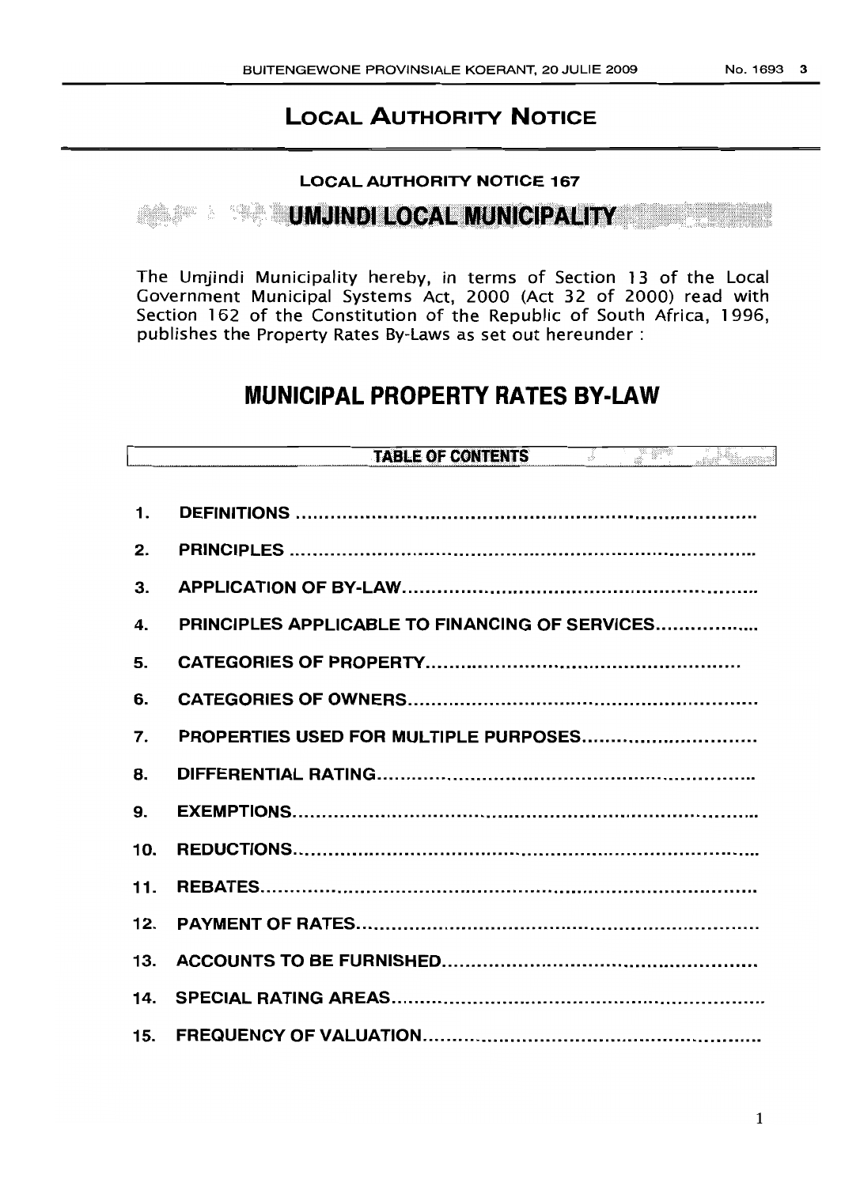## LOCAL AUTHORITY NOTICE

### LOCAL AUTHORITY NOTICE 167

## UMJINDI LOCAL MUNICIPALITY

The Umjindi Municipality hereby, in terms of Section 13 of the Local Government Municipal Systems Act, 2000 (Act 32 of 2000) read with Section 162 of the Constitution of the Republic of South Africa, 1996, publishes the Property Rates By-Laws as set out hereunder :

# MUNICIPAL PROPERTY RATES BY-LAW

**TABLE OF CONTENTS**

1. DEFINITIONS
2. PRINCIPLES
3. APPLICATION OF BY-LAW
4. PRINCIPLES APPLICABLE TO FINANCING OF SERVICES
5. CATEGORIES OF PROPERTY
6. CATEGORIES OF OWNERS
7. PROPERTIES USED FOR MULTIPLE PURPOSES
8. DIFFERENTIAL RATING
9. EXEMPTIONS
10. REDUCTIONS
11. REBATES
12. PAYMENT OF RATES
13. ACCOUNTS TO BE FURNISHED
14. SPECIAL RATING AREAS
15. FREQUENCY OF VALUATION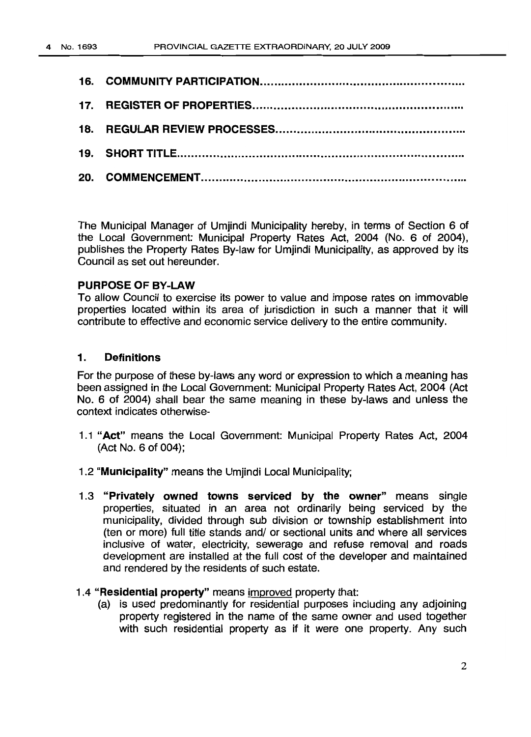16. **COMMUNITY PARTICIPATION**..........................................................

17. **REGISTER OF PROPERTIES**..........................................................

18. **REGULAR REVIEW PROCESSES**..........................................................

19. **SHORT TITLE**..........................................................

20. **COMMENCEMENT**..........................................................

The Municipal Manager of Umjindi Municipality hereby, in terms of Section 6 of the Local Government: Municipal Property Rates Act, 2004 (No. 6 of 2004), publishes the Property Rates By-law for Umjindi Municipality, as approved by its Council as set out hereunder.

**PURPOSE OF BY-LAW**

To allow Council to exercise its power to value and impose rates on immovable properties located within its area of jurisdiction in such a manner that it will contribute to effective and economic service delivery to the entire community.

## 1. Definitions

For the purpose of these by-laws any word or expression to which a meaning has been assigned in the Local Government: Municipal Property Rates Act, 2004 (Act No. 6 of 2004) shall bear the same meaning in these by-laws and unless the context indicates otherwise-

1.1 "**Act**" means the Local Government: Municipal Property Rates Act, 2004 (Act No. 6 of 004);

1.2 "**Municipality**" means the Umjindi Local Municipality;

1.3 "**Privately owned towns serviced by the owner**" means single properties, situated in an area not ordinarily being serviced by the municipality, divided through sub division or township establishment into (ten or more) full title stands and/ or sectional units and where all services inclusive of water, electricity, sewerage and refuse removal and roads development are installed at the full cost of the developer and maintained and rendered by the residents of such estate.

1.4 "**Residential property**" means improved property that:

(a) is used predominantly for residential purposes including any adjoining property registered in the name of the same owner and used together with such residential property as if it were one property. Any such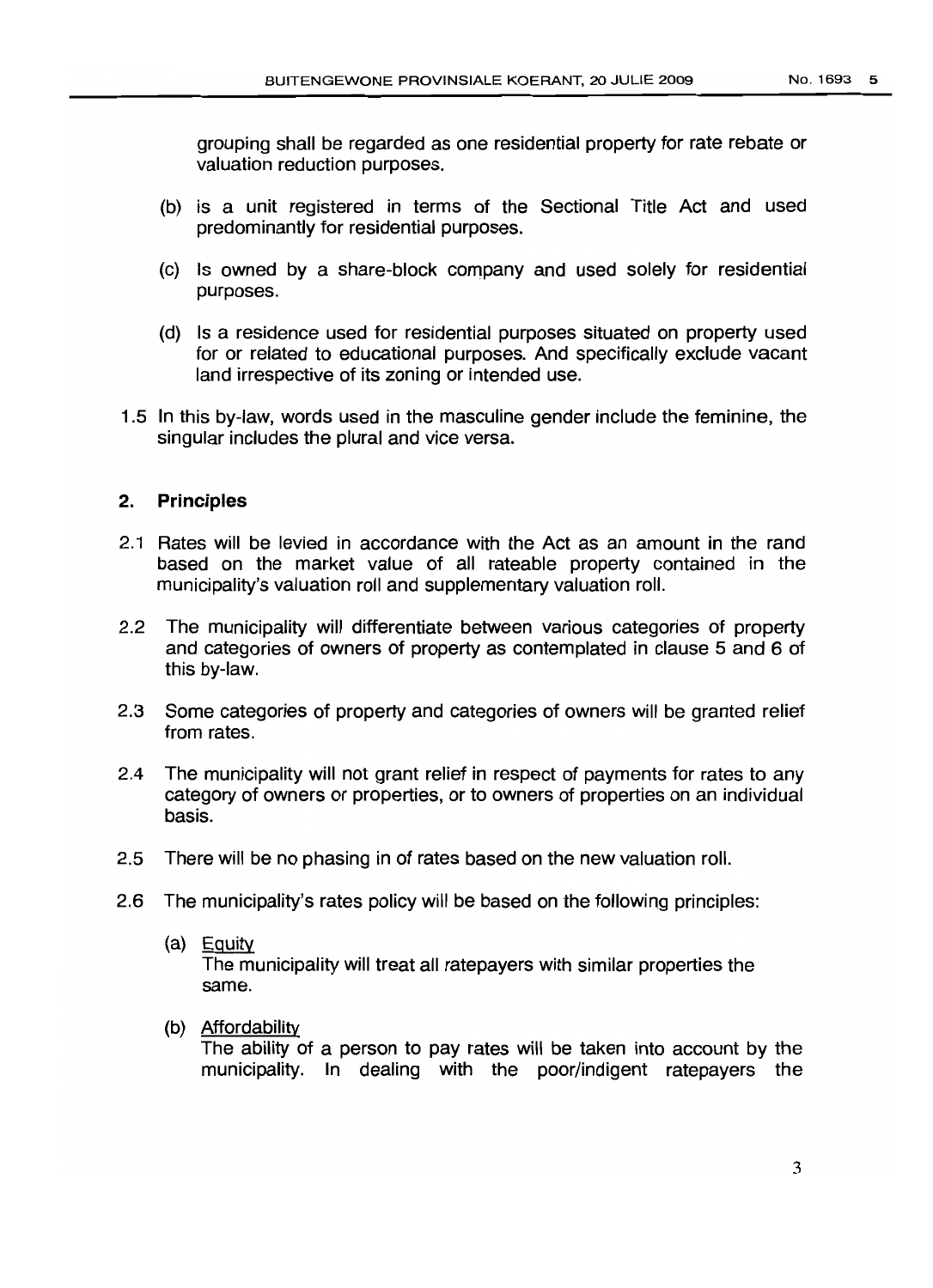grouping shall be regarded as one residential property for rate rebate or valuation reduction purposes.

(b) is a unit registered in terms of the Sectional Title Act and used predominantly for residential purposes.

(c) Is owned by a share-block company and used solely for residential purposes.

(d) Is a residence used for residential purposes situated on property used for or related to educational purposes. And specifically exclude vacant land irrespective of its zoning or intended use.

1.5 In this by-law, words used in the masculine gender include the feminine, the singular includes the plural and vice versa.

## 2. Principles

2.1 Rates will be levied in accordance with the Act as an amount in the rand based on the market value of all rateable property contained in the municipality's valuation roll and supplementary valuation roll.

2.2 The municipality will differentiate between various categories of property and categories of owners of property as contemplated in clause 5 and 6 of this by-law.

2.3 Some categories of property and categories of owners will be granted relief from rates.

2.4 The municipality will not grant relief in respect of payments for rates to any category of owners or properties, or to owners of properties on an individual basis.

2.5 There will be no phasing in of rates based on the new valuation roll.

2.6 The municipality's rates policy will be based on the following principles:

(a) Equity
The municipality will treat all ratepayers with similar properties the same.

(b) Affordability
The ability of a person to pay rates will be taken into account by the municipality. In dealing with the poor/indigent ratepayers the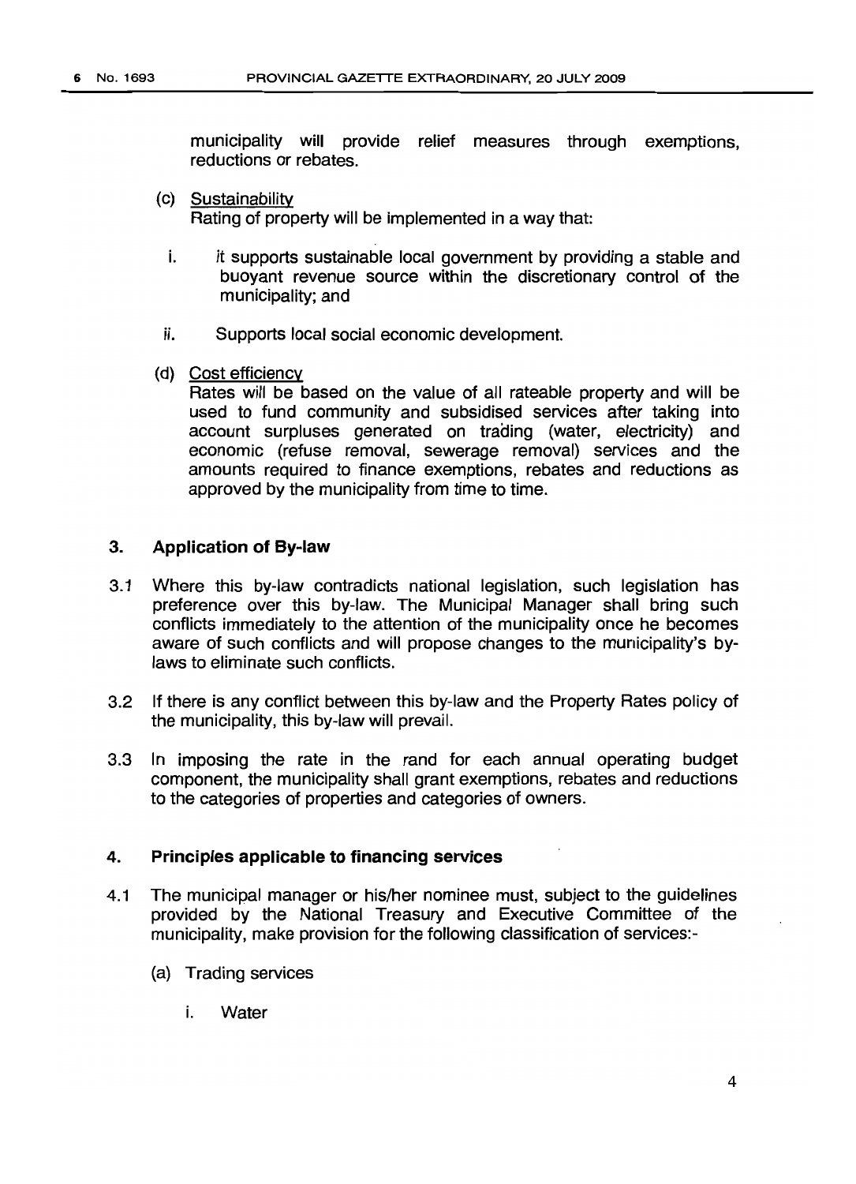municipality will provide relief measures through exemptions, reductions or rebates.

(c) Sustainability

Rating of property will be implemented in a way that:

i. it supports sustainable local government by providing a stable and buoyant revenue source within the discretionary control of the municipality; and

ii. Supports local social economic development.

(d) Cost efficiency

Rates will be based on the value of all rateable property and will be used to fund community and subsidised services after taking into account surpluses generated on trading (water, electricity) and economic (refuse removal, sewerage removal) services and the amounts required to finance exemptions, rebates and reductions as approved by the municipality from time to time.

## 3. Application of By-law

3.1 Where this by-law contradicts national legislation, such legislation has preference over this by-law. The Municipal Manager shall bring such conflicts immediately to the attention of the municipality once he becomes aware of such conflicts and will propose changes to the municipality's by-laws to eliminate such conflicts.

3.2 If there is any conflict between this by-law and the Property Rates policy of the municipality, this by-law will prevail.

3.3 In imposing the rate in the rand for each annual operating budget component, the municipality shall grant exemptions, rebates and reductions to the categories of properties and categories of owners.

## 4. Principles applicable to financing services

4.1 The municipal manager or his/her nominee must, subject to the guidelines provided by the National Treasury and Executive Committee of the municipality, make provision for the following classification of services:-

(a) Trading services

i. Water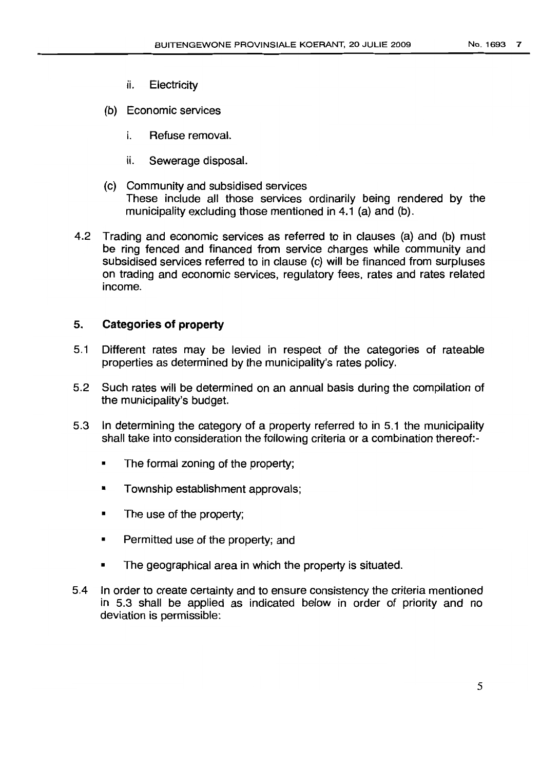ii. Electricity

(b) Economic services

i. Refuse removal.

ii. Sewerage disposal.

(c) Community and subsidised services
These include all those services ordinarily being rendered by the municipality excluding those mentioned in 4.1 (a) and (b).

4.2 Trading and economic services as referred to in clauses (a) and (b) must be ring fenced and financed from service charges while community and subsidised services referred to in clause (c) will be financed from surpluses on trading and economic services, regulatory fees, rates and rates related income.

## 5. Categories of property

5.1 Different rates may be levied in respect of the categories of rateable properties as determined by the municipality's rates policy.

5.2 Such rates will be determined on an annual basis during the compilation of the municipality's budget.

5.3 In determining the category of a property referred to in 5.1 the municipality shall take into consideration the following criteria or a combination thereof:-

- The formal zoning of the property;
- Township establishment approvals;
- The use of the property;
- Permitted use of the property; and
- The geographical area in which the property is situated.

5.4 In order to create certainty and to ensure consistency the criteria mentioned in 5.3 shall be applied as indicated below in order of priority and no deviation is permissible: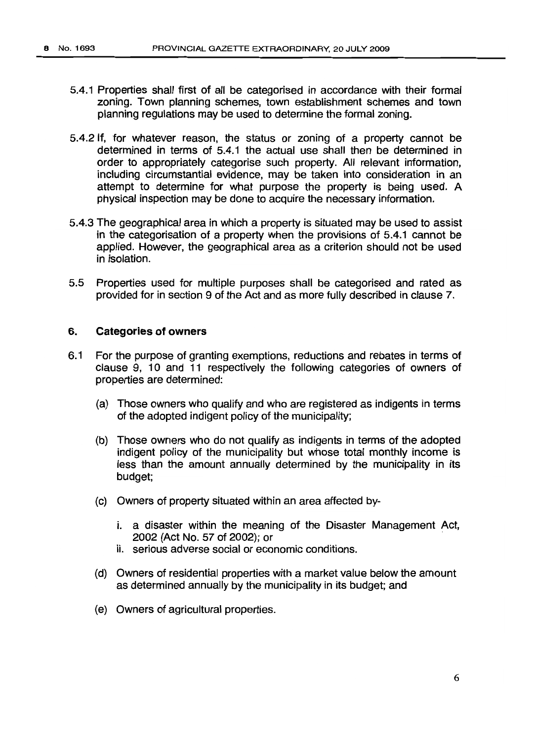5.4.1 Properties shall first of all be categorised in accordance with their formal zoning. Town planning schemes, town establishment schemes and town planning regulations may be used to determine the formal zoning.

5.4.2 If, for whatever reason, the status or zoning of a property cannot be determined in terms of 5.4.1 the actual use shall then be determined in order to appropriately categorise such property. All relevant information, including circumstantial evidence, may be taken into consideration in an attempt to determine for what purpose the property is being used. A physical inspection may be done to acquire the necessary information.

5.4.3 The geographical area in which a property is situated may be used to assist in the categorisation of a property when the provisions of 5.4.1 cannot be applied. However, the geographical area as a criterion should not be used in isolation.

5.5 Properties used for multiple purposes shall be categorised and rated as provided for in section 9 of the Act and as more fully described in clause 7.

## 6. Categories of owners

6.1 For the purpose of granting exemptions, reductions and rebates in terms of clause 9, 10 and 11 respectively the following categories of owners of properties are determined:

(a) Those owners who qualify and who are registered as indigents in terms of the adopted indigent policy of the municipality;

(b) Those owners who do not qualify as indigents in terms of the adopted indigent policy of the municipality but whose total monthly income is less than the amount annually determined by the municipality in its budget;

(c) Owners of property situated within an area affected by-

i. a disaster within the meaning of the Disaster Management Act, 2002 (Act No. 57 of 2002); or
ii. serious adverse social or economic conditions.

(d) Owners of residential properties with a market value below the amount as determined annually by the municipality in its budget; and

(e) Owners of agricultural properties.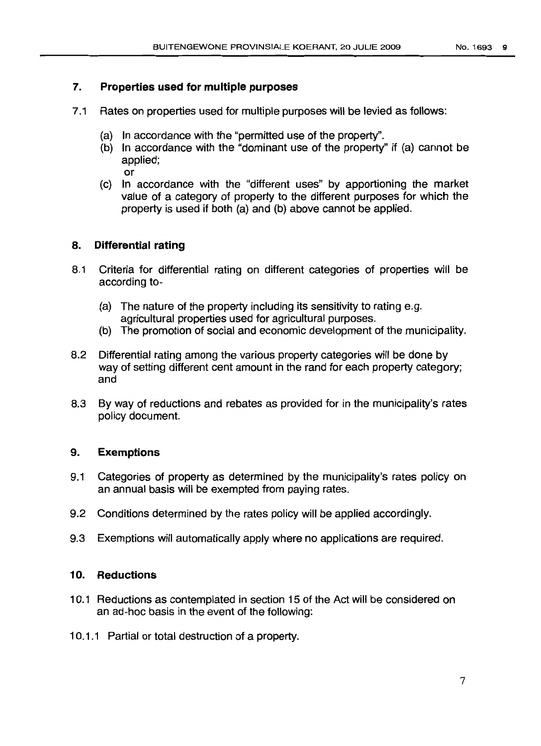## 7. Properties used for multiple purposes

7.1 Rates on properties used for multiple purposes will be levied as follows:

(a) In accordance with the "permitted use of the property".
(b) In accordance with the "dominant use of the property" if (a) cannot be applied;
or
(c) In accordance with the "different uses" by apportioning the market value of a category of property to the different purposes for which the property is used if both (a) and (b) above cannot be applied.

## 8. Differential rating

8.1 Criteria for differential rating on different categories of properties will be according to-

(a) The nature of the property including its sensitivity to rating e.g. agricultural properties used for agricultural purposes.
(b) The promotion of social and economic development of the municipality.

8.2 Differential rating among the various property categories will be done by way of setting different cent amount in the rand for each property category; and

8.3 By way of reductions and rebates as provided for in the municipality's rates policy document.

## 9. Exemptions

9.1 Categories of property as determined by the municipality's rates policy on an annual basis will be exempted from paying rates.

9.2 Conditions determined by the rates policy will be applied accordingly.

9.3 Exemptions will automatically apply where no applications are required.

## 10. Reductions

10.1 Reductions as contemplated in section 15 of the Act will be considered on an ad-hoc basis in the event of the following:

10.1.1 Partial or total destruction of a property.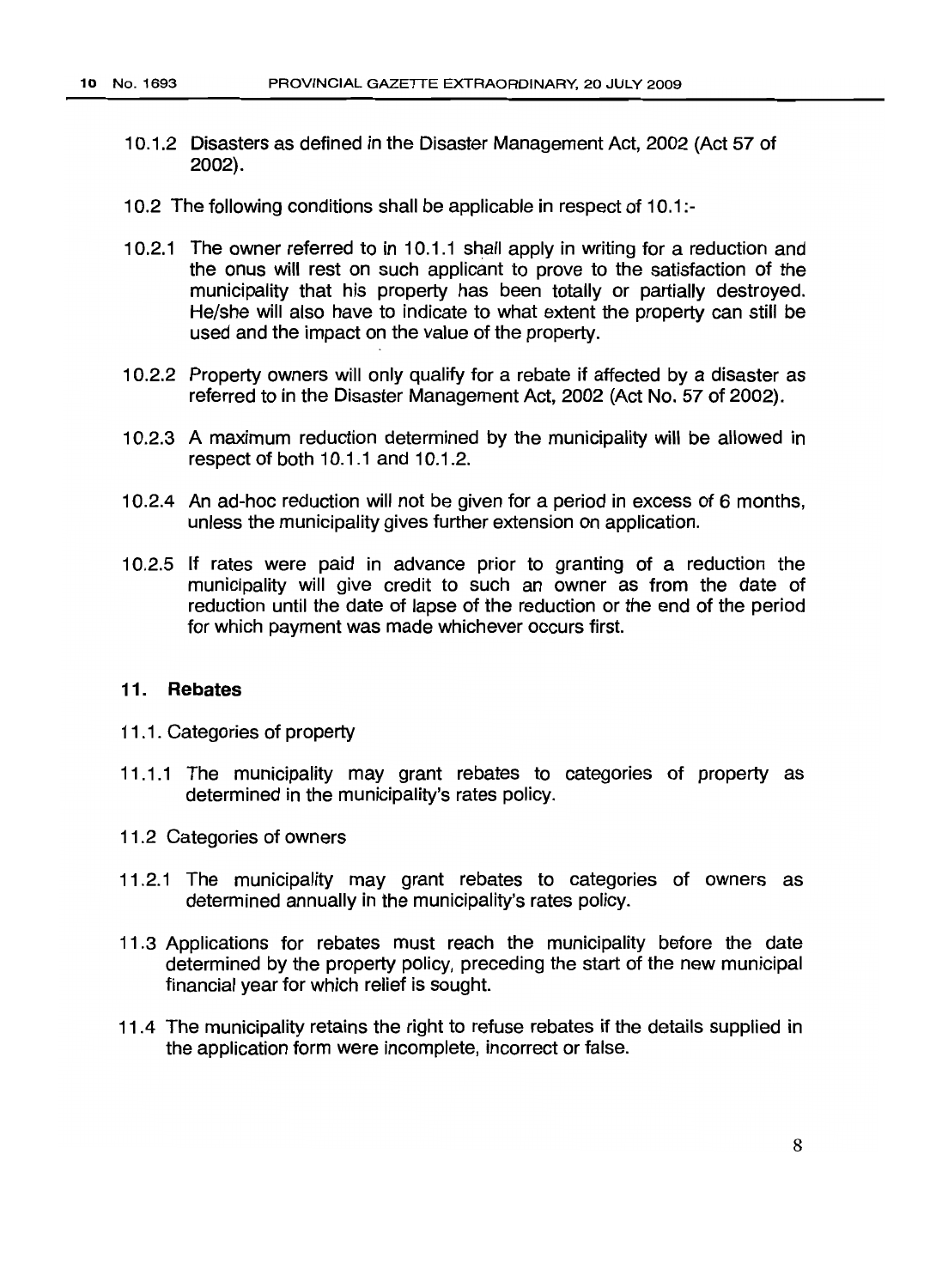10.1.2 Disasters as defined in the Disaster Management Act, 2002 (Act 57 of 2002).

10.2 The following conditions shall be applicable in respect of 10.1:-

10.2.1 The owner referred to in 10.1.1 shall apply in writing for a reduction and the onus will rest on such applicant to prove to the satisfaction of the municipality that his property has been totally or partially destroyed. He/she will also have to indicate to what extent the property can still be used and the impact on the value of the property.

10.2.2 Property owners will only qualify for a rebate if affected by a disaster as referred to in the Disaster Management Act, 2002 (Act No. 57 of 2002).

10.2.3 A maximum reduction determined by the municipality will be allowed in respect of both 10.1.1 and 10.1.2.

10.2.4 An ad-hoc reduction will not be given for a period in excess of 6 months, unless the municipality gives further extension on application.

10.2.5 If rates were paid in advance prior to granting of a reduction the municipality will give credit to such an owner as from the date of reduction until the date of lapse of the reduction or the end of the period for which payment was made whichever occurs first.

## 11. Rebates

11.1. Categories of property

11.1.1 The municipality may grant rebates to categories of property as determined in the municipality's rates policy.

11.2 Categories of owners

11.2.1 The municipality may grant rebates to categories of owners as determined annually in the municipality's rates policy.

11.3 Applications for rebates must reach the municipality before the date determined by the property policy, preceding the start of the new municipal financial year for which relief is sought.

11.4 The municipality retains the right to refuse rebates if the details supplied in the application form were incomplete, incorrect or false.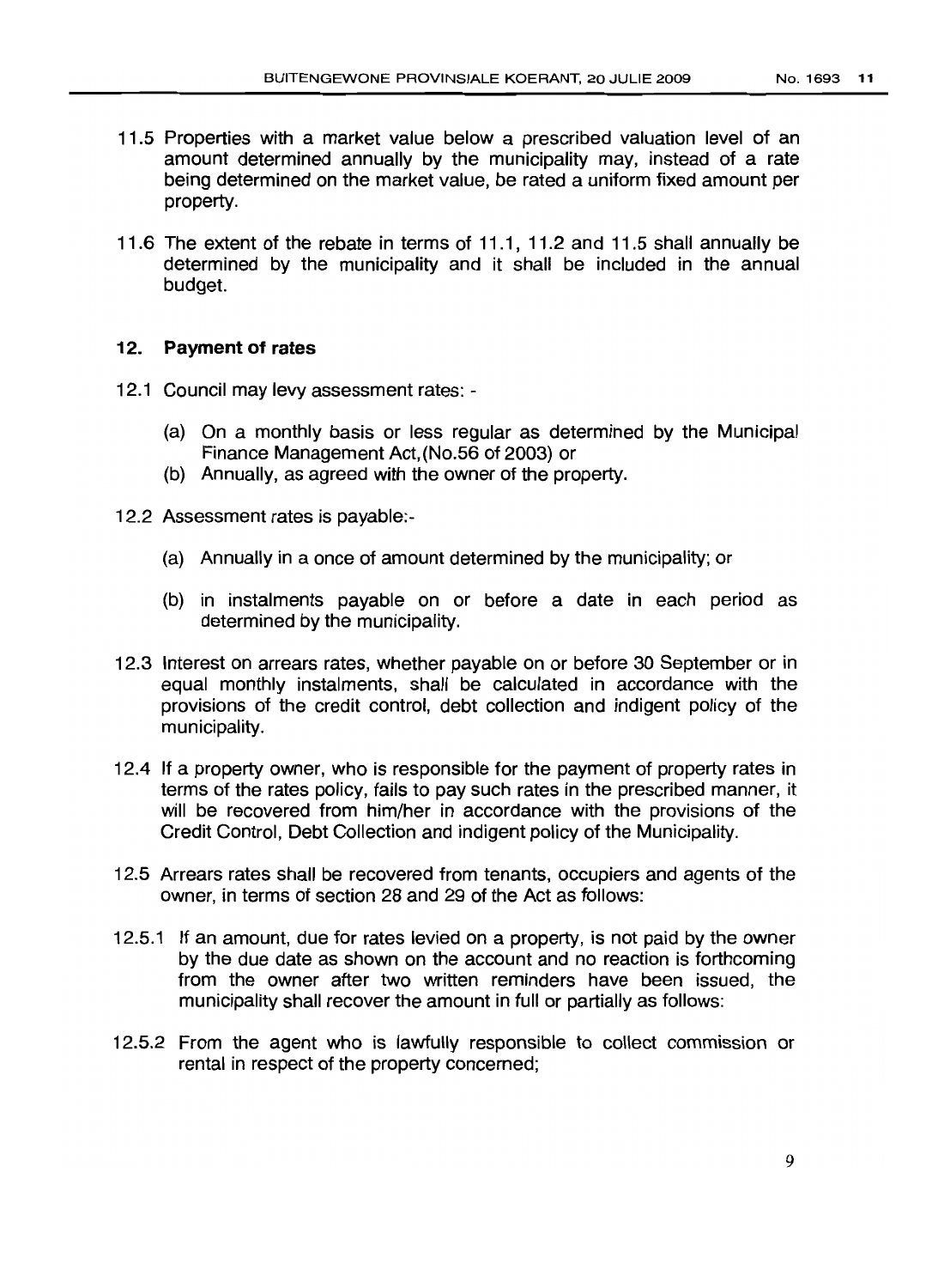11.5 Properties with a market value below a prescribed valuation level of an amount determined annually by the municipality may, instead of a rate being determined on the market value, be rated a uniform fixed amount per property.

11.6 The extent of the rebate in terms of 11.1, 11.2 and 11.5 shall annually be determined by the municipality and it shall be included in the annual budget.

## 12. Payment of rates

12.1 Council may levy assessment rates: -

(a) On a monthly basis or less regular as determined by the Municipal Finance Management Act,(No.56 of 2003) or
(b) Annually, as agreed with the owner of the property.

12.2 Assessment rates is payable:-

(a) Annually in a once of amount determined by the municipality; or

(b) in instalments payable on or before a date in each period as determined by the municipality.

12.3 Interest on arrears rates, whether payable on or before 30 September or in equal monthly instalments, shall be calculated in accordance with the provisions of the credit control, debt collection and indigent policy of the municipality.

12.4 If a property owner, who is responsible for the payment of property rates in terms of the rates policy, fails to pay such rates in the prescribed manner, it will be recovered from him/her in accordance with the provisions of the Credit Control, Debt Collection and indigent policy of the Municipality.

12.5 Arrears rates shall be recovered from tenants, occupiers and agents of the owner, in terms of section 28 and 29 of the Act as follows:

12.5.1 If an amount, due for rates levied on a property, is not paid by the owner by the due date as shown on the account and no reaction is forthcoming from the owner after two written reminders have been issued, the municipality shall recover the amount in full or partially as follows:

12.5.2 From the agent who is lawfully responsible to collect commission or rental in respect of the property concerned;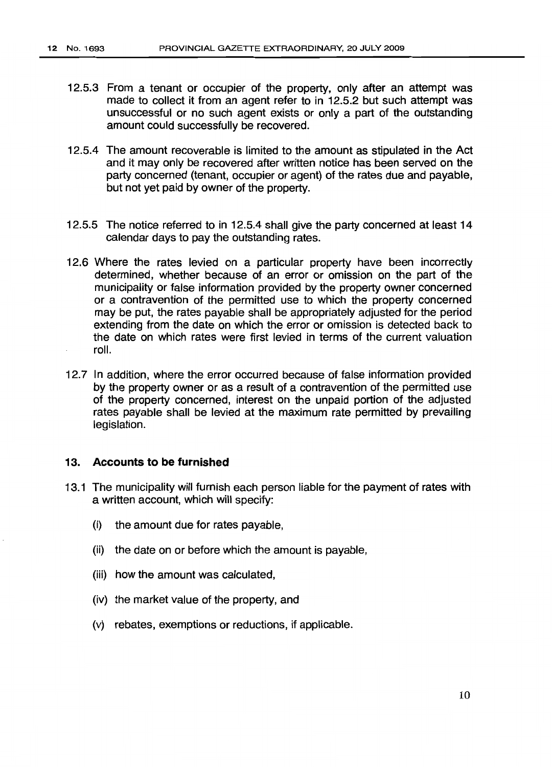12.5.3 From a tenant or occupier of the property, only after an attempt was made to collect it from an agent refer to in 12.5.2 but such attempt was unsuccessful or no such agent exists or only a part of the outstanding amount could successfully be recovered.

12.5.4 The amount recoverable is limited to the amount as stipulated in the Act and it may only be recovered after written notice has been served on the party concerned (tenant, occupier or agent) of the rates due and payable, but not yet paid by owner of the property.

12.5.5 The notice referred to in 12.5.4 shall give the party concerned at least 14 calendar days to pay the outstanding rates.

12.6 Where the rates levied on a particular property have been incorrectly determined, whether because of an error or omission on the part of the municipality or false information provided by the property owner concerned or a contravention of the permitted use to which the property concerned may be put, the rates payable shall be appropriately adjusted for the period extending from the date on which the error or omission is detected back to the date on which rates were first levied in terms of the current valuation roll.

12.7 In addition, where the error occurred because of false information provided by the property owner or as a result of a contravention of the permitted use of the property concerned, interest on the unpaid portion of the adjusted rates payable shall be levied at the maximum rate permitted by prevailing legislation.

### 13. Accounts to be furnished

13.1 The municipality will furnish each person liable for the payment of rates with a written account, which will specify:

(i) the amount due for rates payable,

(ii) the date on or before which the amount is payable,

(iii) how the amount was calculated,

(iv) the market value of the property, and

(v) rebates, exemptions or reductions, if applicable.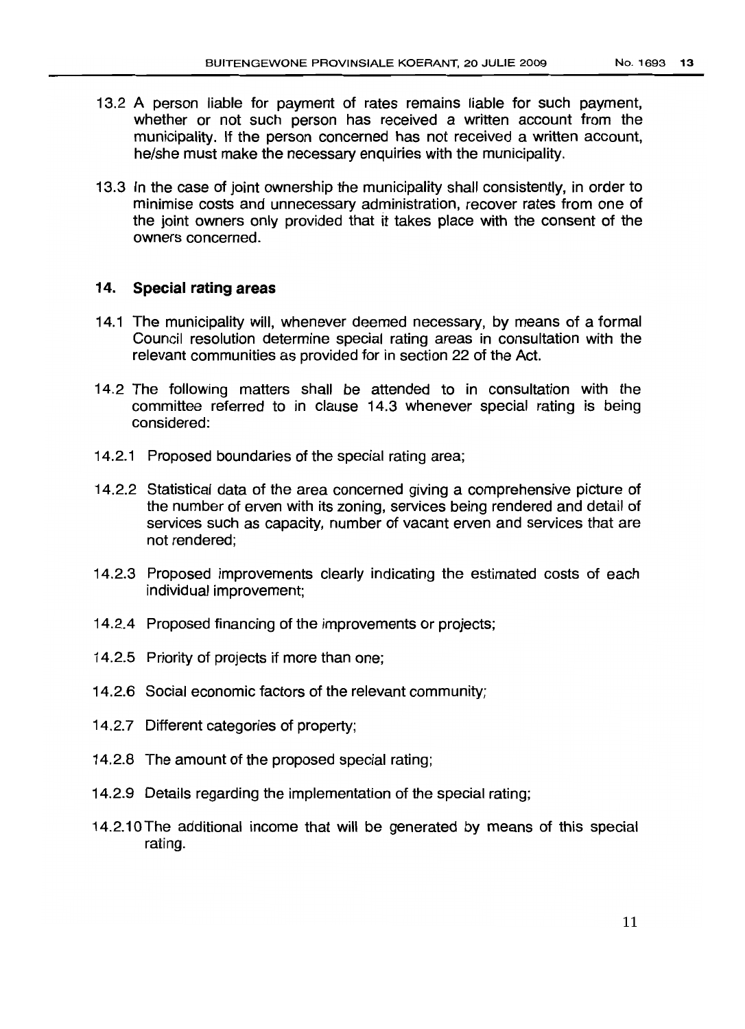13.2 A person liable for payment of rates remains liable for such payment, whether or not such person has received a written account from the municipality. If the person concerned has not received a written account, he/she must make the necessary enquiries with the municipality.

13.3 In the case of joint ownership the municipality shall consistently, in order to minimise costs and unnecessary administration, recover rates from one of the joint owners only provided that it takes place with the consent of the owners concerned.

## 14. Special rating areas

14.1 The municipality will, whenever deemed necessary, by means of a formal Council resolution determine special rating areas in consultation with the relevant communities as provided for in section 22 of the Act.

14.2 The following matters shall be attended to in consultation with the committee referred to in clause 14.3 whenever special rating is being considered:

14.2.1 Proposed boundaries of the special rating area;

14.2.2 Statistical data of the area concerned giving a comprehensive picture of the number of erven with its zoning, services being rendered and detail of services such as capacity, number of vacant erven and services that are not rendered;

14.2.3 Proposed improvements clearly indicating the estimated costs of each individual improvement;

14.2.4 Proposed financing of the improvements or projects;

14.2.5 Priority of projects if more than one;

14.2.6 Social economic factors of the relevant community;

14.2.7 Different categories of property;

14.2.8 The amount of the proposed special rating;

14.2.9 Details regarding the implementation of the special rating;

14.2.10 The additional income that will be generated by means of this special rating.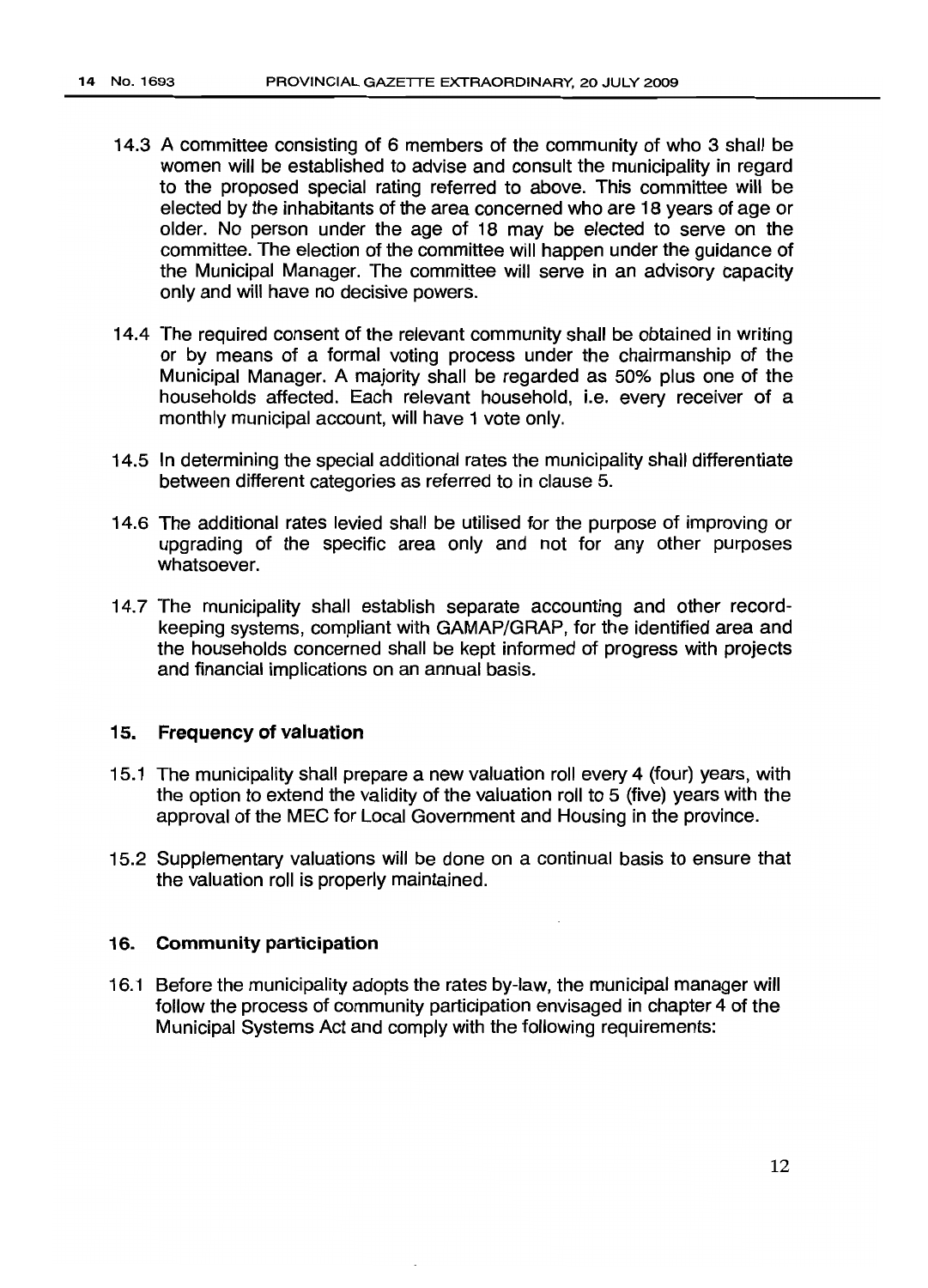14.3 A committee consisting of 6 members of the community of who 3 shall be women will be established to advise and consult the municipality in regard to the proposed special rating referred to above. This committee will be elected by the inhabitants of the area concerned who are 18 years of age or older. No person under the age of 18 may be elected to serve on the committee. The election of the committee will happen under the guidance of the Municipal Manager. The committee will serve in an advisory capacity only and will have no decisive powers.

14.4 The required consent of the relevant community shall be obtained in writing or by means of a formal voting process under the chairmanship of the Municipal Manager. A majority shall be regarded as 50% plus one of the households affected. Each relevant household, i.e. every receiver of a monthly municipal account, will have 1 vote only.

14.5 In determining the special additional rates the municipality shall differentiate between different categories as referred to in clause 5.

14.6 The additional rates levied shall be utilised for the purpose of improving or upgrading of the specific area only and not for any other purposes whatsoever.

14.7 The municipality shall establish separate accounting and other record-keeping systems, compliant with GAMAP/GRAP, for the identified area and the households concerned shall be kept informed of progress with projects and financial implications on an annual basis.

## 15. Frequency of valuation

15.1 The municipality shall prepare a new valuation roll every 4 (four) years, with the option to extend the validity of the valuation roll to 5 (five) years with the approval of the MEC for Local Government and Housing in the province.

15.2 Supplementary valuations will be done on a continual basis to ensure that the valuation roll is properly maintained.

## 16. Community participation

16.1 Before the municipality adopts the rates by-law, the municipal manager will follow the process of community participation envisaged in chapter 4 of the Municipal Systems Act and comply with the following requirements: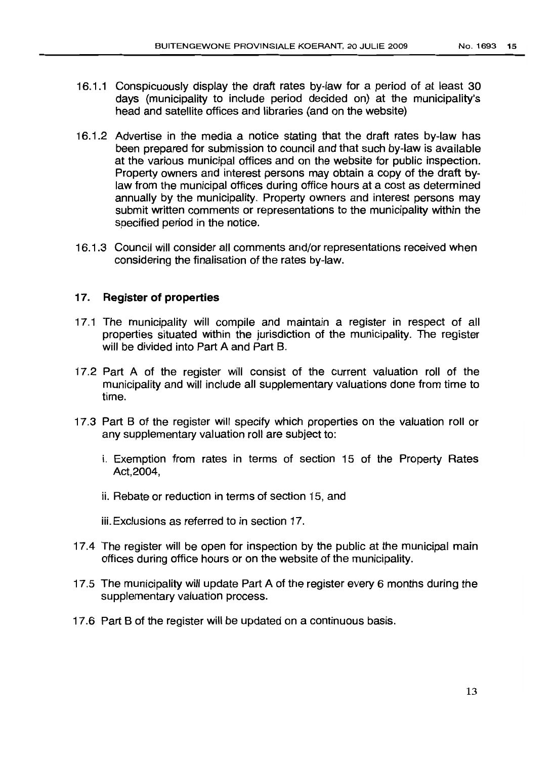16.1.1 Conspicuously display the draft rates by-law for a period of at least 30 days (municipality to include period decided on) at the municipality's head and satellite offices and libraries (and on the website)

16.1.2 Advertise in the media a notice stating that the draft rates by-law has been prepared for submission to council and that such by-law is available at the various municipal offices and on the website for public inspection. Property owners and interest persons may obtain a copy of the draft by-law from the municipal offices during office hours at a cost as determined annually by the municipality. Property owners and interest persons may submit written comments or representations to the municipality within the specified period in the notice.

16.1.3 Council will consider all comments and/or representations received when considering the finalisation of the rates by-law.

## 17. Register of properties

17.1 The municipality will compile and maintain a register in respect of all properties situated within the jurisdiction of the municipality. The register will be divided into Part A and Part B.

17.2 Part A of the register will consist of the current valuation roll of the municipality and will include all supplementary valuations done from time to time.

17.3 Part B of the register will specify which properties on the valuation roll or any supplementary valuation roll are subject to:

i. Exemption from rates in terms of section 15 of the Property Rates Act,2004,

ii. Rebate or reduction in terms of section 15, and

iii. Exclusions as referred to in section 17.

17.4 The register will be open for inspection by the public at the municipal main offices during office hours or on the website of the municipality.

17.5 The municipality will update Part A of the register every 6 months during the supplementary valuation process.

17.6 Part B of the register will be updated on a continuous basis.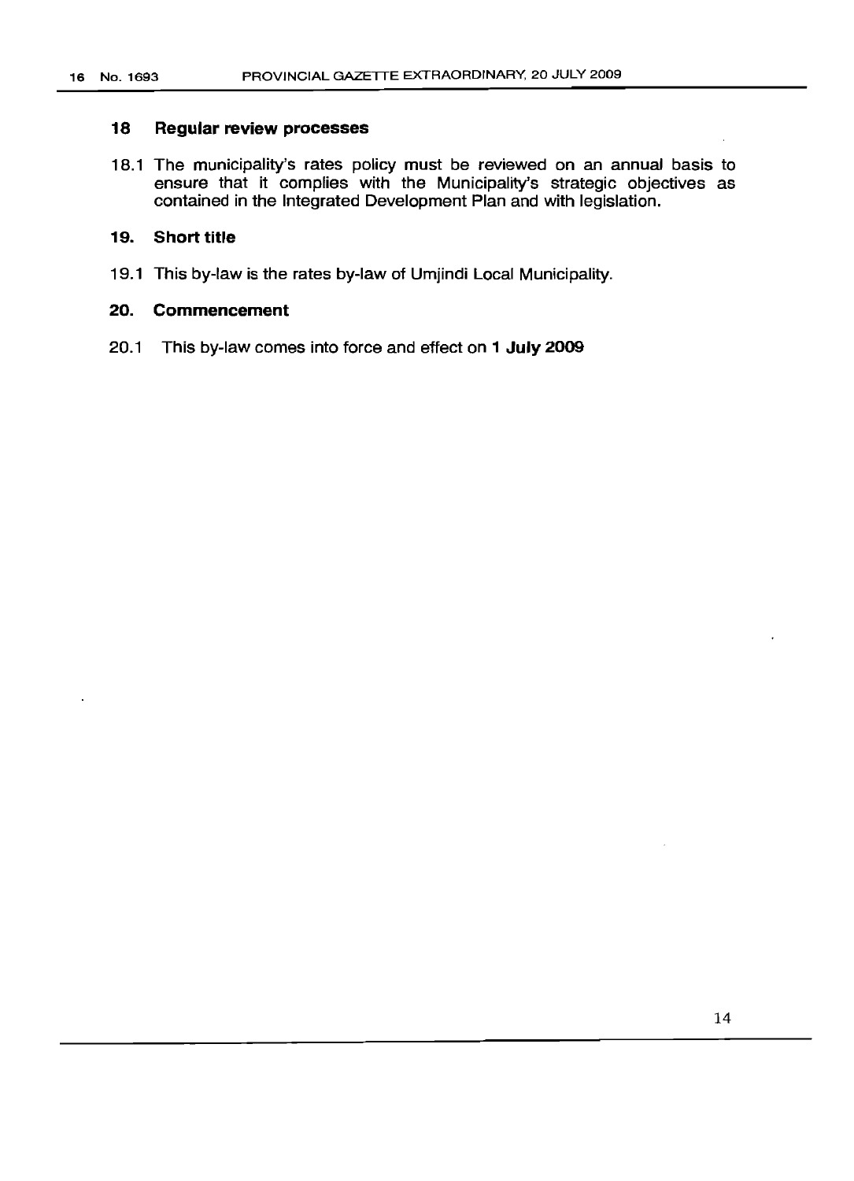## 18 Regular review processes

18.1 The municipality's rates policy must be reviewed on an annual basis to ensure that it complies with the Municipality's strategic objectives as contained in the Integrated Development Plan and with legislation.

## 19. Short title

19.1 This by-law is the rates by-law of Umjindi Local Municipality.

## 20. Commencement

20.1 This by-law comes into force and effect on **1 July 2009**